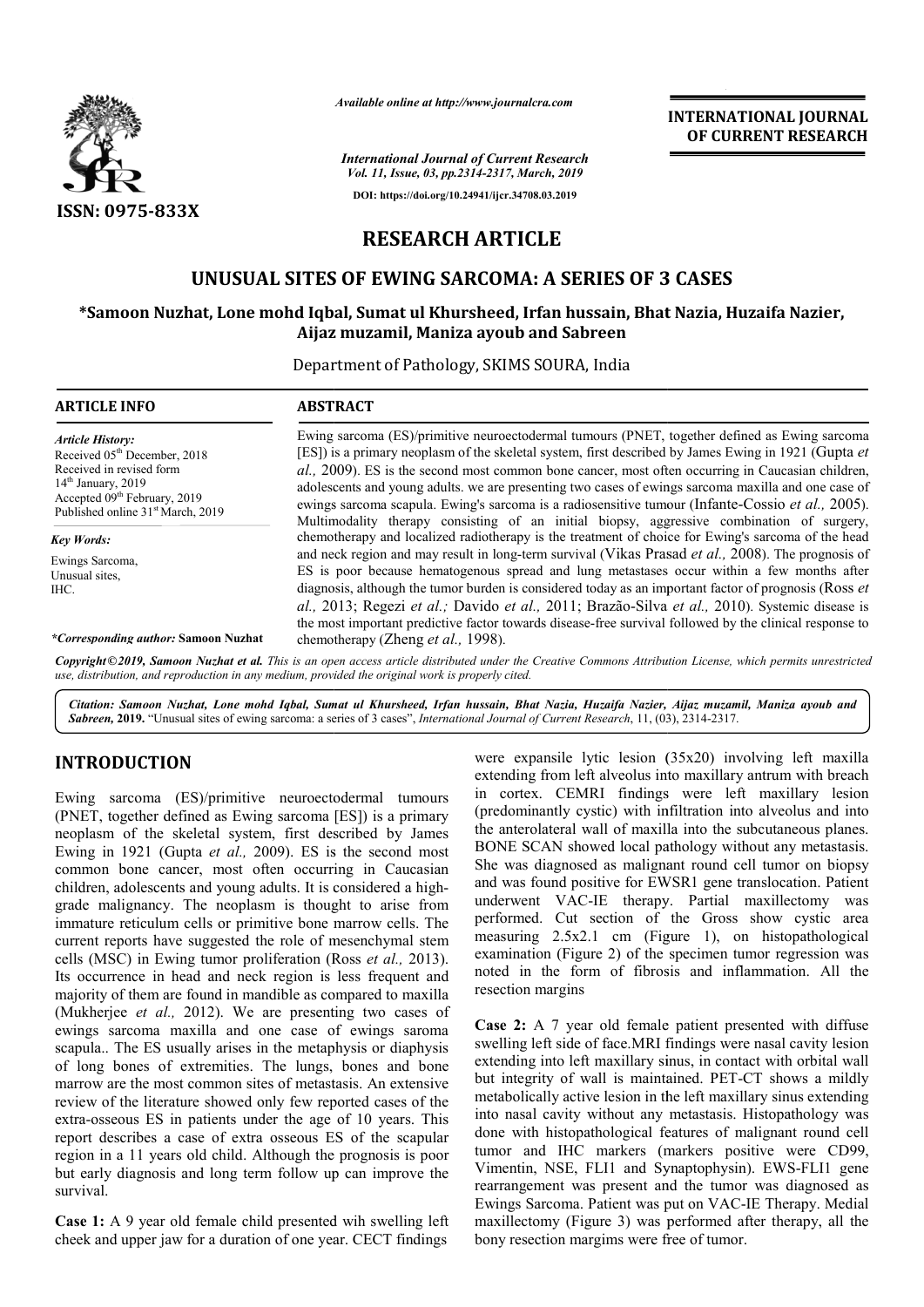*Available online at http://www.journalcra.com*

**INTERNATIONAL JOURNAL OF CURRENT RESEARCH**

*International Journal of Current Research*
*Vol. 11, Issue, 03, pp.2314-2317, March, 2019*

**DOI: https://doi.org/10.24941/ijcr.34708.03.2019**

**ISSN: 0975-833X**

# RESEARCH ARTICLE

## UNUSUAL SITES OF EWING SARCOMA: A SERIES OF 3 CASES

**\*Samoon Nuzhat, Lone mohd Iqbal, Sumat ul Khursheed, Irfan hussain, Bhat Nazia, Huzaifa Nazier, Aijaz muzamil, Maniza ayoub and Sabreen**

Department of Pathology, SKIMS SOURA, India

### ARTICLE INFO

*Article History:*
Received 05th December, 2018
Received in revised form
14th January, 2019
Accepted 09th February, 2019
Published online 31st March, 2019

*Key Words:*
Ewings Sarcoma,
Unusual sites,
IHC.

**\*Corresponding author: Samoon Nuzhat**

### ABSTRACT

Ewing sarcoma (ES)/primitive neuroectodermal tumours (PNET, together defined as Ewing sarcoma [ES]) is a primary neoplasm of the skeletal system, first described by James Ewing in 1921 (Gupta *et al.,* 2009). ES is the second most common bone cancer, most often occurring in Caucasian children, adolescents and young adults. we are presenting two cases of ewings sarcoma maxilla and one case of ewings sarcoma scapula. Ewing's sarcoma is a radiosensitive tumour (Infante-Cossio *et al.,* 2005). Multimodality therapy consisting of an initial biopsy, aggressive combination of surgery, chemotherapy and localized radiotherapy is the treatment of choice for Ewing's sarcoma of the head and neck region and may result in long-term survival (Vikas Prasad *et al.,* 2008). The prognosis of ES is poor because hematogenous spread and lung metastases occur within a few months after diagnosis, although the tumor burden is considered today as an important factor of prognosis (Ross *et al.,* 2013; Regezi *et al.;* Davido *et al.,* 2011; Brazão-Silva *et al.,* 2010). Systemic disease is the most important predictive factor towards disease-free survival followed by the clinical response to chemotherapy (Zheng *et al.,* 1998).

*Copyright©2019, Samoon Nuzhat et al. This is an open access article distributed under the Creative Commons Attribution License, which permits unrestricted use, distribution, and reproduction in any medium, provided the original work is properly cited.*

*Citation: Samoon Nuzhat, Lone mohd Iqbal, Sumat ul Khursheed, Irfan hussain, Bhat Nazia, Huzaifa Nazier, Aijaz muzamil, Maniza ayoub and Sabreen,* **2019.** "Unusual sites of ewing sarcoma: a series of 3 cases", *International Journal of Current Research*, 11, (03), 2314-2317.

## INTRODUCTION

Ewing sarcoma (ES)/primitive neuroectodermal tumours (PNET, together defined as Ewing sarcoma [ES]) is a primary neoplasm of the skeletal system, first described by James Ewing in 1921 (Gupta *et al.,* 2009). ES is the second most common bone cancer, most often occurring in Caucasian children, adolescents and young adults. It is considered a high-grade malignancy. The neoplasm is thought to arise from immature reticulum cells or primitive bone marrow cells. The current reports have suggested the role of mesenchymal stem cells (MSC) in Ewing tumor proliferation (Ross *et al.,* 2013). Its occurrence in head and neck region is less frequent and majority of them are found in mandible as compared to maxilla (Mukherjee *et al.,* 2012). We are presenting two cases of ewings sarcoma maxilla and one case of ewings saroma scapula.. The ES usually arises in the metaphysis or diaphysis of long bones of extremities. The lungs, bones and bone marrow are the most common sites of metastasis. An extensive review of the literature showed only few reported cases of the extra-osseous ES in patients under the age of 10 years. This report describes a case of extra osseous ES of the scapular region in a 11 years old child. Although the prognosis is poor but early diagnosis and long term follow up can improve the survival.

**Case 1:** A 9 year old female child presented wih swelling left cheek and upper jaw for a duration of one year. CECT findings were expansile lytic lesion (35x20) involving left maxilla extending from left alveolus into maxillary antrum with breach in cortex. CEMRI findings were left maxillary lesion (predominantly cystic) with infiltration into alveolus and into the anterolateral wall of maxilla into the subcutaneous planes. BONE SCAN showed local pathology without any metastasis. She was diagnosed as malignant round cell tumor on biopsy and was found positive for EWSR1 gene translocation. Patient underwent VAC-IE therapy. Partial maxillectomy was performed. Cut section of the Gross show cystic area measuring 2.5x2.1 cm (Figure 1), on histopathological examination (Figure 2) of the specimen tumor regression was noted in the form of fibrosis and inflammation. All the resection margins

**Case 2:** A 7 year old female patient presented with diffuse swelling left side of face.MRI findings were nasal cavity lesion extending into left maxillary sinus, in contact with orbital wall but integrity of wall is maintained. PET-CT shows a mildly metabolically active lesion in the left maxillary sinus extending into nasal cavity without any metastasis. Histopathology was done with histopathological features of malignant round cell tumor and IHC markers (markers positive were CD99, Vimentin, NSE, FLI1 and Synaptophysin). EWS-FLI1 gene rearrangement was present and the tumor was diagnosed as Ewings Sarcoma. Patient was put on VAC-IE Therapy. Medial maxillectomy (Figure 3) was performed after therapy, all the bony resection margims were free of tumor.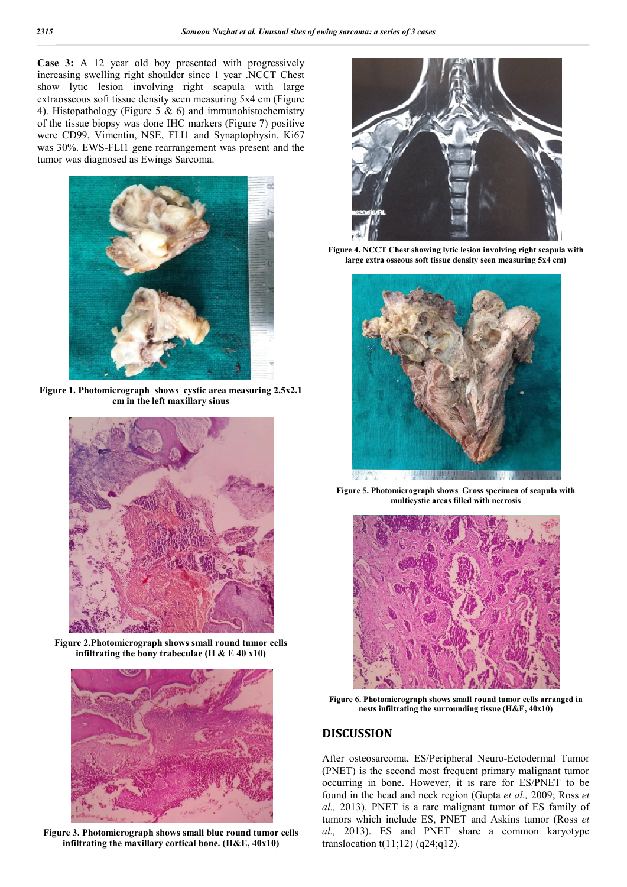**Case 3:** A 12 year old boy presented with progressively increasing swelling right shoulder since 1 year .NCCT Chest show lytic lesion involving right scapula with large extraosseous soft tissue density seen measuring 5x4 cm (Figure 4). Histopathology (Figure 5 & 6) and immunohistochemistry of the tissue biopsy was done IHC markers (Figure 7) positive were CD99, Vimentin, NSE, FLI1 and Synaptophysin. Ki67 was 30%. EWS-FLI1 gene rearrangement was present and the tumor was diagnosed as Ewings Sarcoma.

**Figure 1. Photomicrograph shows cystic area measuring 2.5x2.1 cm in the left maxillary sinus**

**Figure 2.Photomicrograph shows small round tumor cells infiltrating the bony trabeculae (H & E 40 x10)**

**Figure 3. Photomicrograph shows small blue round tumor cells infiltrating the maxillary cortical bone. (H&E, 40x10)**

**Figure 4. NCCT Chest showing lytic lesion involving right scapula with large extra osseous soft tissue density seen measuring 5x4 cm)**

**Figure 5. Photomicrograph shows Gross specimen of scapula with multicystic areas filled with necrosis**

**Figure 6. Photomicrograph shows small round tumor cells arranged in nests infiltrating the surrounding tissue (H&E, 40x10)**

## DISCUSSION

After osteosarcoma, ES/Peripheral Neuro-Ectodermal Tumor (PNET) is the second most frequent primary malignant tumor occurring in bone. However, it is rare for ES/PNET to be found in the head and neck region (Gupta *et al.,* 2009; Ross *et al.,* 2013). PNET is a rare malignant tumor of ES family of tumors which include ES, PNET and Askins tumor (Ross *et al.,* 2013). ES and PNET share a common karyotype translocation t(11;12) (q24;q12).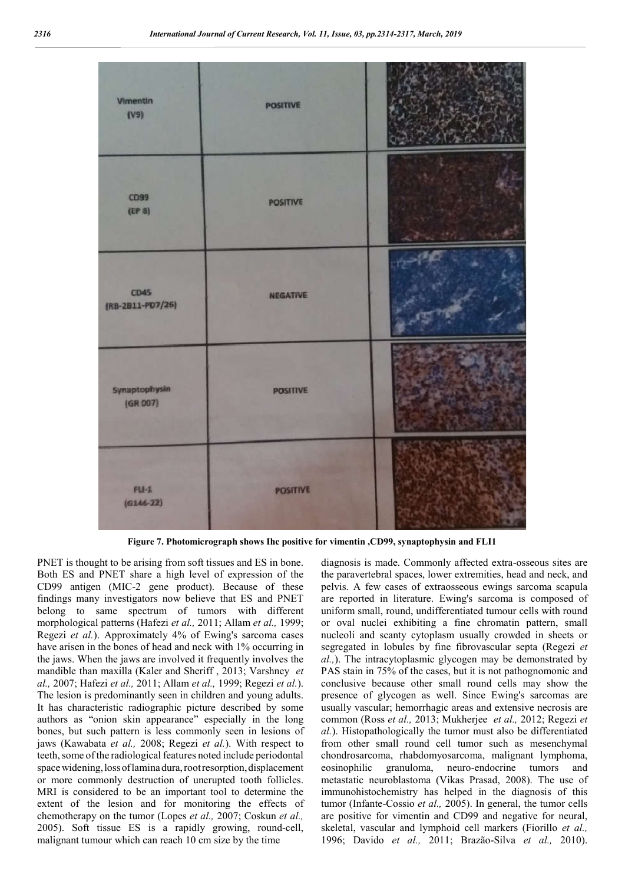| Vimentin (V9) | POSITIVE | |
|---|---|---|
| CD99 (EP 8) | POSITIVE | |
| CD45 (RB-2B11-PD7/26) | NEGATIVE | |
| Synaptophysin (GR 007) | POSITIVE | |
| FLI-1 (G146-22) | POSITIVE | |

**Figure 7. Photomicrograph shows Ihc positive for vimentin ,CD99, synaptophysin and FLI1**

PNET is thought to be arising from soft tissues and ES in bone. Both ES and PNET share a high level of expression of the CD99 antigen (MIC-2 gene product). Because of these findings many investigators now believe that ES and PNET belong to same spectrum of tumors with different morphological patterns (Hafezi *et al.,* 2011; Allam *et al.,* 1999; Regezi *et al.*). Approximately 4% of Ewing's sarcoma cases have arisen in the bones of head and neck with 1% occurring in the jaws. When the jaws are involved it frequently involves the mandible than maxilla (Kaler and Sheriff , 2013; Varshney *et al.,* 2007; Hafezi *et al.,* 2011; Allam *et al.,* 1999; Regezi *et al.*). The lesion is predominantly seen in children and young adults. It has characteristic radiographic picture described by some authors as "onion skin appearance" especially in the long bones, but such pattern is less commonly seen in lesions of jaws (Kawabata *et al.,* 2008; Regezi *et al.*). With respect to teeth, some of the radiological features noted include periodontal space widening, loss of lamina dura, root resorption, displacement or more commonly destruction of unerupted tooth follicles. MRI is considered to be an important tool to determine the extent of the lesion and for monitoring the effects of chemotherapy on the tumor (Lopes *et al.,* 2007; Coskun *et al.,* 2005). Soft tissue ES is a rapidly growing, round-cell, malignant tumour which can reach 10 cm size by the time diagnosis is made. Commonly affected extra-osseous sites are the paravertebral spaces, lower extremities, head and neck, and pelvis. A few cases of extraosseous ewings sarcoma scapula are reported in literature. Ewing's sarcoma is composed of uniform small, round, undifferentiated tumour cells with round or oval nuclei exhibiting a fine chromatin pattern, small nucleoli and scanty cytoplasm usually crowded in sheets or segregated in lobules by fine fibrovascular septa (Regezi *et al.,*). The intracytoplasmic glycogen may be demonstrated by PAS stain in 75% of the cases, but it is not pathognomonic and conclusive because other small round cells may show the presence of glycogen as well. Since Ewing's sarcomas are usually vascular; hemorrhagic areas and extensive necrosis are common (Ross *et al.,* 2013; Mukherjee *et al.,* 2012; Regezi *et al.*). Histopathologically the tumor must also be differentiated from other small round cell tumor such as mesenchymal chondrosarcoma, rhabdomyosarcoma, malignant lymphoma, eosinophilic granuloma, neuro-endocrine tumors and metastatic neuroblastoma (Vikas Prasad, 2008). The use of immunohistochemistry has helped in the diagnosis of this tumor (Infante-Cossio *et al.,* 2005). In general, the tumor cells are positive for vimentin and CD99 and negative for neural, skeletal, vascular and lymphoid cell markers (Fiorillo *et al.,* 1996; Davido *et al.,* 2011; Brazão-Silva *et al.,* 2010).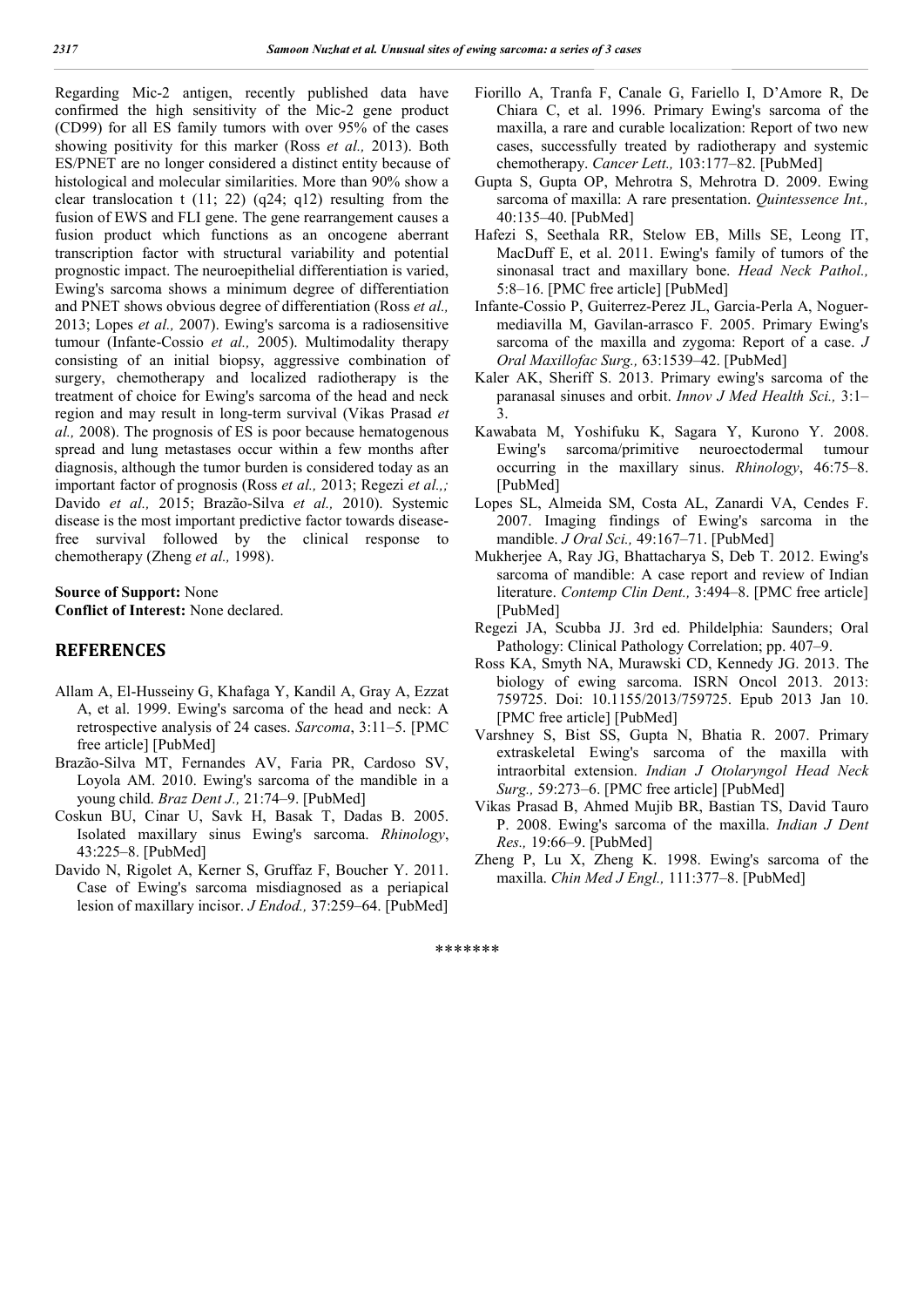Regarding Mic-2 antigen, recently published data have confirmed the high sensitivity of the Mic-2 gene product (CD99) for all ES family tumors with over 95% of the cases showing positivity for this marker (Ross *et al.,* 2013). Both ES/PNET are no longer considered a distinct entity because of histological and molecular similarities. More than 90% show a clear translocation t (11; 22) (q24; q12) resulting from the fusion of EWS and FLI gene. The gene rearrangement causes a fusion product which functions as an oncogene aberrant transcription factor with structural variability and potential prognostic impact. The neuroepithelial differentiation is varied, Ewing's sarcoma shows a minimum degree of differentiation and PNET shows obvious degree of differentiation (Ross *et al.,* 2013; Lopes *et al.,* 2007). Ewing's sarcoma is a radiosensitive tumour (Infante-Cossio *et al.,* 2005). Multimodality therapy consisting of an initial biopsy, aggressive combination of surgery, chemotherapy and localized radiotherapy is the treatment of choice for Ewing's sarcoma of the head and neck region and may result in long-term survival (Vikas Prasad *et al.,* 2008). The prognosis of ES is poor because hematogenous spread and lung metastases occur within a few months after diagnosis, although the tumor burden is considered today as an important factor of prognosis (Ross *et al.,* 2013; Regezi *et al.,;* Davido *et al.,* 2015; Brazão-Silva *et al.,* 2010). Systemic disease is the most important predictive factor towards disease-free survival followed by the clinical response to chemotherapy (Zheng *et al.,* 1998).

**Source of Support:** None
**Conflict of Interest:** None declared.

## REFERENCES

Allam A, El-Husseiny G, Khafaga Y, Kandil A, Gray A, Ezzat A, et al. 1999. Ewing's sarcoma of the head and neck: A retrospective analysis of 24 cases. *Sarcoma*, 3:11–5. [PMC free article] [PubMed]

Brazão-Silva MT, Fernandes AV, Faria PR, Cardoso SV, Loyola AM. 2010. Ewing's sarcoma of the mandible in a young child. *Braz Dent J.,* 21:74–9. [PubMed]

Coskun BU, Cinar U, Savk H, Basak T, Dadas B. 2005. Isolated maxillary sinus Ewing's sarcoma. *Rhinology*, 43:225–8. [PubMed]

Davido N, Rigolet A, Kerner S, Gruffaz F, Boucher Y. 2011. Case of Ewing's sarcoma misdiagnosed as a periapical lesion of maxillary incisor. *J Endod.,* 37:259–64. [PubMed]

Fiorillo A, Tranfa F, Canale G, Fariello I, D'Amore R, De Chiara C, et al. 1996. Primary Ewing's sarcoma of the maxilla, a rare and curable localization: Report of two new cases, successfully treated by radiotherapy and systemic chemotherapy. *Cancer Lett.,* 103:177–82. [PubMed]

Gupta S, Gupta OP, Mehrotra S, Mehrotra D. 2009. Ewing sarcoma of maxilla: A rare presentation. *Quintessence Int.,* 40:135–40. [PubMed]

Hafezi S, Seethala RR, Stelow EB, Mills SE, Leong IT, MacDuff E, et al. 2011. Ewing's family of tumors of the sinonasal tract and maxillary bone. *Head Neck Pathol.,* 5:8–16. [PMC free article] [PubMed]

Infante-Cossio P, Guiterrez-Perez JL, Garcia-Perla A, Noguer-mediavilla M, Gavilan-arrasco F. 2005. Primary Ewing's sarcoma of the maxilla and zygoma: Report of a case. *J Oral Maxillofac Surg.,* 63:1539–42. [PubMed]

Kaler AK, Sheriff S. 2013. Primary ewing's sarcoma of the paranasal sinuses and orbit. *Innov J Med Health Sci.,* 3:1–3.

Kawabata M, Yoshifuku K, Sagara Y, Kurono Y. 2008. Ewing's sarcoma/primitive neuroectodermal tumour occurring in the maxillary sinus. *Rhinology*, 46:75–8. [PubMed]

Lopes SL, Almeida SM, Costa AL, Zanardi VA, Cendes F. 2007. Imaging findings of Ewing's sarcoma in the mandible. *J Oral Sci.,* 49:167–71. [PubMed]

Mukherjee A, Ray JG, Bhattacharya S, Deb T. 2012. Ewing's sarcoma of mandible: A case report and review of Indian literature. *Contemp Clin Dent.,* 3:494–8. [PMC free article] [PubMed]

Regezi JA, Scubba JJ. 3rd ed. Phildelphia: Saunders; Oral Pathology: Clinical Pathology Correlation; pp. 407–9.

Ross KA, Smyth NA, Murawski CD, Kennedy JG. 2013. The biology of ewing sarcoma. ISRN Oncol 2013. 2013: 759725. Doi: 10.1155/2013/759725. Epub 2013 Jan 10. [PMC free article] [PubMed]

Varshney S, Bist SS, Gupta N, Bhatia R. 2007. Primary extraskeletal Ewing's sarcoma of the maxilla with intraorbital extension. *Indian J Otolaryngol Head Neck Surg.,* 59:273–6. [PMC free article] [PubMed]

Vikas Prasad B, Ahmed Mujib BR, Bastian TS, David Tauro P. 2008. Ewing's sarcoma of the maxilla. *Indian J Dent Res.,* 19:66–9. [PubMed]

Zheng P, Lu X, Zheng K. 1998. Ewing's sarcoma of the maxilla. *Chin Med J Engl.,* 111:377–8. [PubMed]

\*\*\*\*\*\*\*